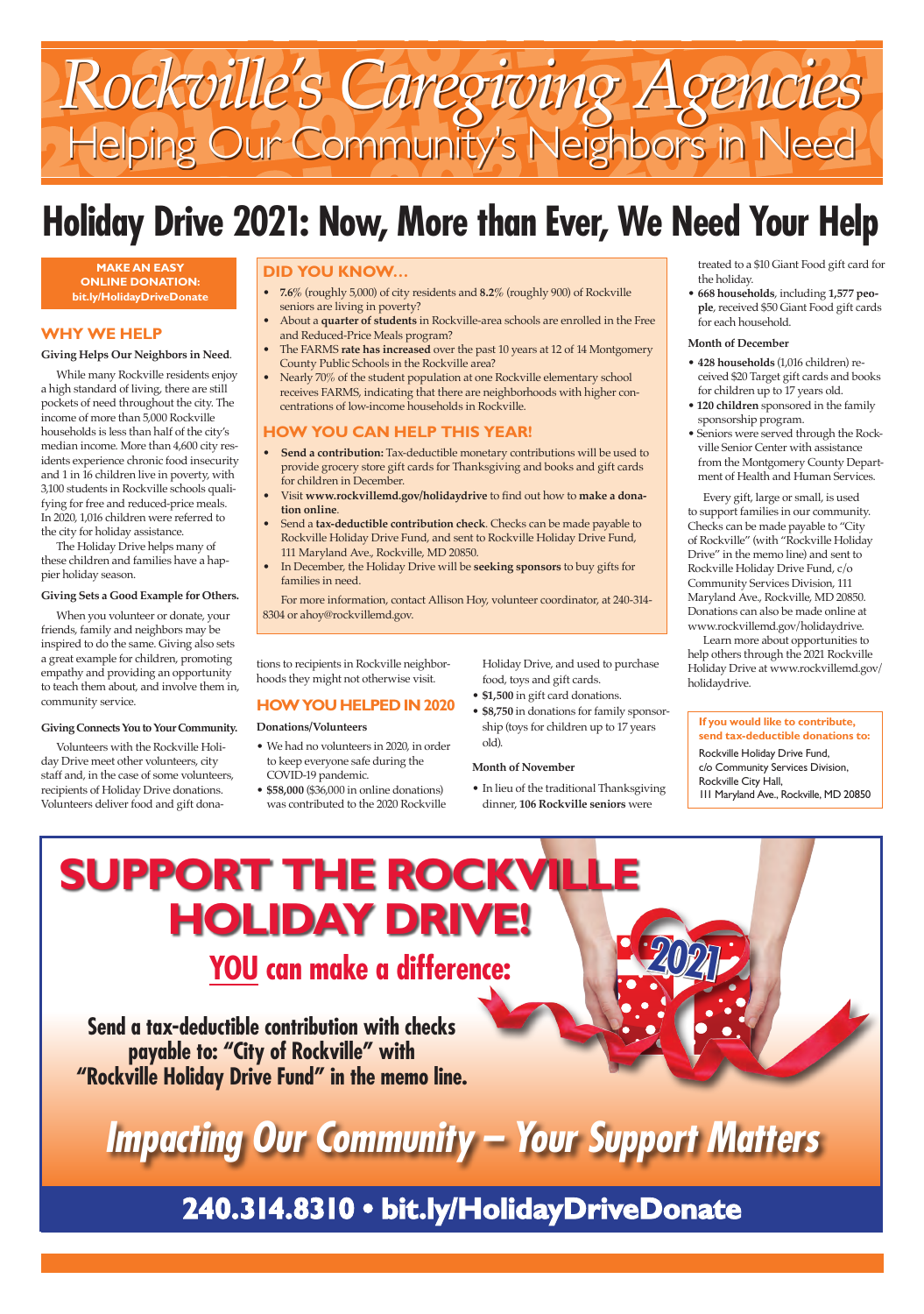# Rockville's Caregiving Agencies

## Helping Our Community's Neighbors in Need

# Holiday Drive 2021: Now, More than Ever, We Need Your Help

**MAKE AN EASY ONLINE DONATION: bit.ly/HolidayDriveDonate**

### WHY WE HELP

**Giving Helps Our Neighbors in Need**.

While many Rockville residents enjoy a high standard of living, there are still pockets of need throughout the city. The income of more than 5,000 Rockville households is less than half of the city's median income. More than 4,600 city residents experience chronic food insecurity and 1 in 16 children live in poverty, with 3,100 students in Rockville schools qualifying for free and reduced-price meals. In 2020, 1,016 children were referred to the city for holiday assistance.

The Holiday Drive helps many of these children and families have a happier holiday season.

**Giving Sets a Good Example for Others.**

When you volunteer or donate, your friends, family and neighbors may be inspired to do the same. Giving also sets a great example for children, promoting empathy and providing an opportunity to teach them about, and involve them in, community service.

**Giving Connects You to Your Community.**

Volunteers with the Rockville Holiday Drive meet other volunteers, city staff and, in the case of some volunteers, recipients of Holiday Drive donations. Volunteers deliver food and gift donations to recipients in Rockville neighborhoods they might not otherwise visit.

### DID YOU KNOW…

- **7.6%** (roughly 5,000) of city residents and **8.2%** (roughly 900) of Rockville seniors are living in poverty?
- About a **quarter of students** in Rockville-area schools are enrolled in the Free and Reduced-Price Meals program?
- The FARMS **rate has increased** over the past 10 years at 12 of 14 Montgomery County Public Schools in the Rockville area?
- Nearly 70% of the student population at one Rockville elementary school receives FARMS, indicating that there are neighborhoods with higher concentrations of low-income households in Rockville.

### HOW YOU CAN HELP THIS YEAR!

- **Send a contribution:** Tax-deductible monetary contributions will be used to provide grocery store gift cards for Thanksgiving and books and gift cards for children in December.
- Visit **www.rockvillemd.gov/holidaydrive** to find out how to **make a donation online**.
- Send a **tax-deductible contribution check**. Checks can be made payable to Rockville Holiday Drive Fund, and sent to Rockville Holiday Drive Fund, 111 Maryland Ave., Rockville, MD 20850.
- In December, the Holiday Drive will be **seeking sponsors** to buy gifts for families in need.

For more information, contact Allison Hoy, volunteer coordinator, at 240-314-8304 or ahoy@rockvillemd.gov.

### HOW YOU HELPED IN 2020

**Donations/Volunteers**

- We had no volunteers in 2020, in order to keep everyone safe during the COVID-19 pandemic.
- **$58,000** ($36,000 in online donations) was contributed to the 2020 Rockville Holiday Drive, and used to purchase food, toys and gift cards.
- **$1,500** in gift card donations.
- **$8,750** in donations for family sponsorship (toys for children up to 17 years old).

**Month of November**

- In lieu of the traditional Thanksgiving dinner, **106 Rockville seniors** were treated to a $10 Giant Food gift card for the holiday.
- **668 households**, including **1,577 people**, received $50 Giant Food gift cards for each household.

**Month of December**

- **428 households** (1,016 children) received $20 Target gift cards and books for children up to 17 years old.
- **120 children** sponsored in the family sponsorship program.
- Seniors were served through the Rockville Senior Center with assistance from the Montgomery County Department of Health and Human Services.

Every gift, large or small, is used to support families in our community. Checks can be made payable to "City of Rockville" (with "Rockville Holiday Drive" in the memo line) and sent to Rockville Holiday Drive Fund, c/o Community Services Division, 111 Maryland Ave., Rockville, MD 20850. Donations can also be made online at www.rockvillemd.gov/holidaydrive.

Learn more about opportunities to help others through the 2021 Rockville Holiday Drive at www.rockvillemd.gov/holidaydrive.

**If you would like to contribute, send tax-deductible donations to:**

Rockville Holiday Drive Fund,
c/o Community Services Division,
Rockville City Hall,
111 Maryland Ave., Rockville, MD 20850

# SUPPORT THE ROCKVILLE HOLIDAY DRIVE!

## YOU can make a difference:

**Send a tax-deductible contribution with checks payable to: "City of Rockville" with "Rockville Holiday Drive Fund" in the memo line.**

2021

## *Impacting Our Community – Your Support Matters*

**240.314.8310 • bit.ly/HolidayDriveDonate**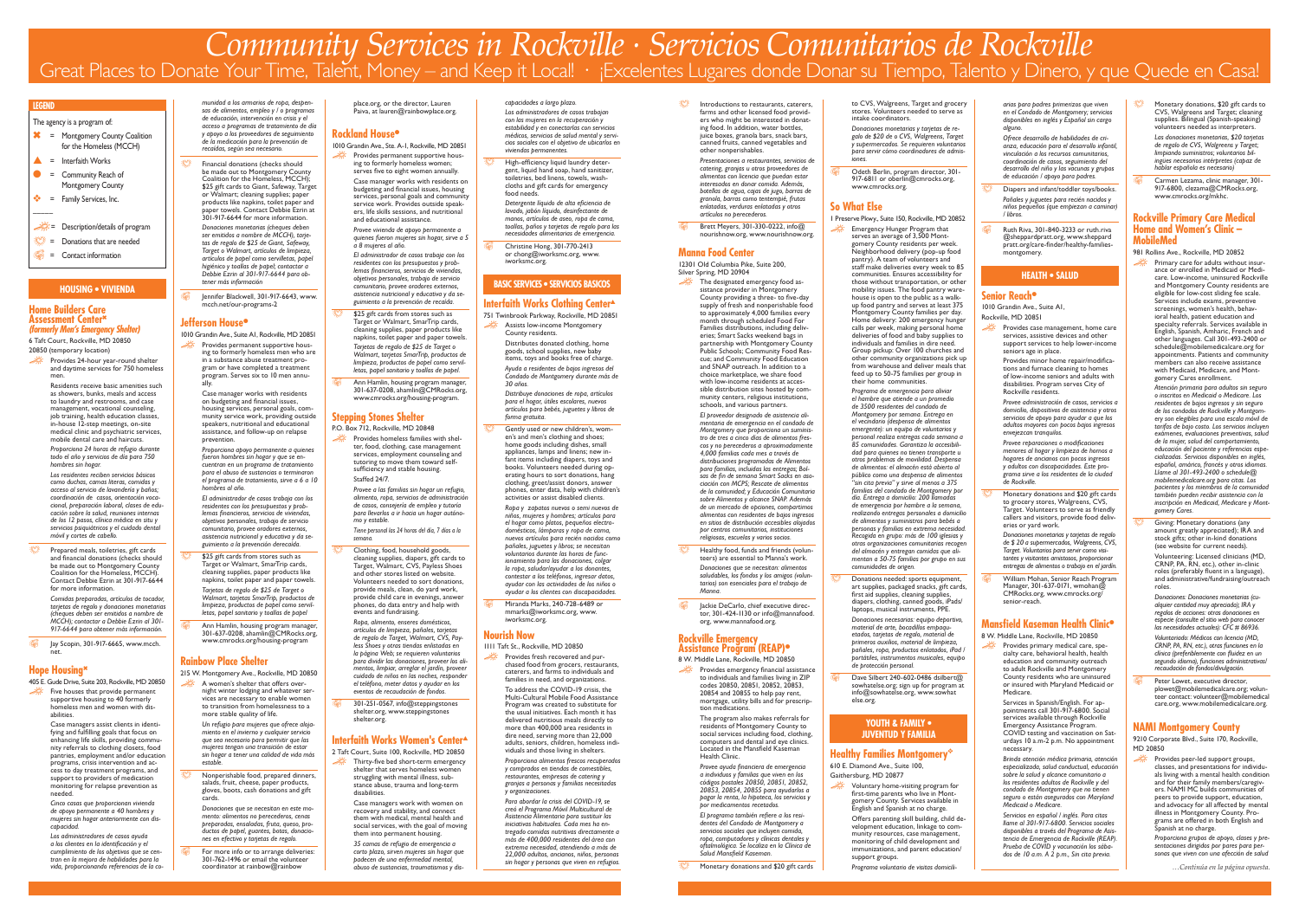# Community Services in Rockville · Servicios Comunitarios de Rockville

## Great Places to Donate Your Time, Talent, Money – and Keep it Local! · ¡Excelentes Lugares donde Donar su Tiempo, Talento y Dinero, y que Quede en Casa!

### LEGEND

The agency is a program of:

- ✖ = Montgomery County Coalition for the Homeless (MCCH)
- ▲ = Interfaith Works
- ● = Community Reach of Montgomery County
- ❖ = Family Services, Inc.

---

- = Description/details of program
- = Donations that are needed
- = Contact information

## HOUSING • VIVIENDA

### Home Builders Care Assessment Center✖ (formerly Men's Emergency Shelter)

6 Taft Court, Rockville, MD 20850
20850 (temporary location)

Provides 24-hour year-round shelter and daytime services for 750 homeless men.

Residents receive basic amenities such as showers, bunks, meals and access to laundry and restrooms, and case management, vocational counseling, job training, health education classes, in-house 12-step meetings, on-site medical clinic and psychiatric services, mobile dental care and haircuts.

*Proporciona 24 horas de refugio durante todo el año y servicios de día para 750 hombres sin hogar.*

*Los residentes reciben servicios básicos como duchas, camas literas, comidas y acceso al servicio de lavandería y baños; coordinación de casos, orientación vocacional, preparación laboral, clases de educación sobre la salud, reuniones internas de los 12 pasos, clínica médica en sitio y servicios psiquiátricos y el cuidado dental móvil y cortes de cabello.*

Prepared meals, toiletries, gift cards and financial donations (checks should be made out to Montgomery County Coalition for the Homeless, MCCH). Contact Debbie Ezrin at 301-917-6644 for more information.

*Comidas preparadas, artículos de tocador, tarjetas de regalo y donaciones monetarias (cheques deben ser emitidos a nombre de MCCH); contactar a Debbie Ezrin al 301-917-6644 para obtener más información.*

Jay Scopin, 301-917-6665, www.mcch.net.

### Hope Housing✖

405 E. Gude Drive, Suite 203, Rockville, MD 20850

Five houses that provide permanent supportive housing to 40 formerly homeless men and women with disabilities.

Case managers assist clients in identifying and fulfilling goals that focus on enhancing life skills, providing community referrals to clothing closets, food pantries, employment and/or education programs, crisis intervention and access to day treatment programs, and support to providers of medication monitoring for relapse prevention as needed.

*Cinco casas que proporcionan vivienda de apoyo permanente a 40 hombres y mujeres sin hogar anteriormente con discapacidad.*

*Los administradores de casos ayuda a los clientes en la identificación y el cumplimiento de los objetivos que se centran en la mejora de habilidades para la vida, proporcionando referencias de la comunidad a los armarios de ropa, despensas de alimentos, empleo y / o programas de educación, intervención en crisis y el acceso a programas de tratamiento de día y apoyo a los proveedores de seguimiento de la medicación para la prevención de recaídas, según sea necesario.*

Financial donations (checks should be made out to Montgomery County Coalition for the Homeless, MCCH); $25 gift cards to Giant, Safeway, Target or Walmart; cleaning supplies; paper products like napkins, toilet paper and paper towels. Contact Debbie Ezrin at 301-917-6644 for more information.

*Donaciones monetarias (cheques deben ser emitidos a nombre de MCCH), tarjetas de regalo de $25 de Giant, Safeway, Target o Walmart; artículos de limpieza, artículos de papel como servilletas, papel higiénico y toallas de papel; contactar a Debbie Ezrin al 301-917-6644 para obtener más información*

Jennifer Blackwell, 301-917-6643, www.mcch.net/our-programs-2

### Jefferson House●

1010 Grandin Ave., Suite A1, Rockville, MD 20851

Provides permanent supportive housing to formerly homeless men who are in a substance abuse treatment program or have completed a treatment program. Serves six to 10 men annually.

Case manager works with residents on budgeting and financial issues, housing services, personal goals, community service work, providing outside speakers, nutritional and educational assistance, and follow-up on relapse prevention.

*Proporciona apoyo permanente a quienes fueron hombres sin hogar y que se encuentran en un programa de tratamiento para el abuso de sustancias o terminaron el programa de tratamiento, sirve a 6 a 10 hombres al año.*

*El administrador de casos trabaja con los residentes con los presupuestos y problemas financieros, servicios de vivienda, objetivos personales, trabajo de servicio comunitario, provee oradores externos, asistencia nutricional y educativa y da seguimiento a la prevención de recaída.*

$25 gift cards from stores such as Target or Walmart, SmarTrip cards, cleaning supplies, paper products like napkins, toilet paper and paper towels.

*Tarjetas de regalo de $25 de Target o Walmart, tarjetas SmarTrip, productos de limpieza, productos de papel como servilletas, papel sanitario y toallas de papel*

Ann Hamlin, housing program manager, 301-637-0208, ahamlin@CMRocks.org, www.cmrocks.org/housing-program

### Rainbow Place Shelter

215 W. Montgomery Ave., Rockville, MD 20850

A women's shelter that offers overnight winter lodging and whatever services are necessary to enable women to transition from homelessness to a more stable quality of life.

*Un refugio para mujeres que ofrece alojamiento en el invierno y cualquier servicio que sea necesario para permitir que las mujeres tengan una transición de estar sin hogar a tener una calidad de vida más estable.*

Nonperishable food, prepared dinners, salads, fruit, cheese, paper products, gloves, boots, cash donations and gift cards.

*Donaciones que se necesitan en este momento: alimentos no perecederos, cenas preparadas, ensaladas, fruta, queso, productos de papel, guantes, botas, donaciones en efectivo y tarjetas de regalo.*

For more info or to arrange deliveries: 301-762-1496 or email the volunteer coordinator at rainbow@rainbowplace.org, or the director, Lauren Paiva, at lauren@rainbowplace.org.

### Rockland House●

1010 Grandin Ave., Ste. A-1, Rockville, MD 20851

Provides permanent supportive housing to formerly homeless men; serves five to eight women annually.

Case manager works with residents on budgeting and financial issues, housing services, personal goals and community service work, providing outside speakers, life skills sessions, and nutritional and educational assistance.

*Provee vivienda de apoyo permanente a quienes fueron mujeres sin hogar, sirve a 5 a 8 mujeres al año.*

*El administrador de casos trabaja con los residentes con los presupuestos y problemas financieros, servicios de vivienda, objetivos personales, trabajo de servicio comunitario, provee oradores externos, asistencia nutricional y educativa y da seguimiento a la prevención de recaída.*

$25 gift cards from stores such as Target or Walmart, SmarTrip cards, cleaning supplies, paper products like napkins, toilet paper and paper towels.

*Tarjetas de regalo de $25 de Target o Walmart, tarjetas SmarTrip, productos de limpieza, productos de papel como servilletas, papel sanitario y toallas de papel.*

Ann Hamlin, housing program manager, 301-637-0208, ahamlin@CMRocks.org, www.cmrocks.org/housing-program.

### Stepping Stones Shelter

P.O. Box 712, Rockville, MD 20848

Provides homeless families with shelter, food, clothing, case management services, employment counseling and tutoring to move them toward self-sufficiency and stable housing.

Staffed 24/7.

*Provee a las familias sin hogar un refugio, alimento, ropa, servicios de administración de casos, consejería de empleo y tutoría para llevarlas a ir hacia un hogar autónomo y estable.*

*Tiene personal las 24 horas del día, 7 días a la semana.*

Clothing, food, household goods, cleaning supplies, diapers, gift cards to Target, Walmart, CVS, Payless Shoes and other stores listed on website. Volunteers needed to sort donations, provide meals, clean, do yard work, provide child care in evenings, answer phones, do data entry and help with events and fundraising.

*Ropa, alimento, enseres domésticos, artículos de limpieza, pañales, tarjetas de regalo de Target, Walmart, CVS, Payless Shoes y otras tiendas enlistadas en la página Web; se requieren voluntarios para dividir las donaciones, proveer los alimentos, limpiar, arreglar el jardín, proveer cuidado de niños en las noches, responder el teléfono, meter datos y ayudar en los eventos de recaudación de fondos.*

301-251-0567, info@steppingstones shelter.org, www.steppingstones shelter.org.

### Interfaith Works Women's Center▲

2 Taft Court, Suite 100, Rockville, MD 20850

Thirty-five bed short-term emergency shelter that serves homeless women struggling with mental illness, substance abuse, trauma and long-term disabilities.

Case managers work with women on recovery and stability, and connect them with medical, mental health and social services, with the goal of moving them into permanent housing.

*35 camas de refugio de emergencia a corto plazo, sirven mujeres sin hogar que padecen de una enfermedad mental, abuso de sustancias, traumatismos y discapacidades a largo plazo.*

*Los administradores de casos trabajan con las mujeres en la recuperación y estabilidad y en conectarlas con servicios médicos, servicios de salud mental y servicios sociales con el objetivo de ubicarlas en viviendas permanentes.*

High-efficiency liquid laundry detergent, liquid hand soap, hand sanitizer, toiletries, bed linens, towels, washcloths and gift cards for emergency food needs.

*Detergente líquido de alta eficiencia de lavado, jabón líquido, desinfectante de manos, artículos de aseo, ropa de cama, toallas, paños y tarjetas de regalo para las necesidades alimentarias de emergencia.*

Christine Hong, 301-770-2413 or chong@iworksmc.org, www.iworksmc.org.

## BASIC SERVICES • SERVICIOS BASICOS

### Interfaith Works Clothing Center▲

751 Twinbrook Parkway, Rockville, MD 20851

Assists low-income Montgomery County residents.

Distributes donated clothing, home goods, school supplies, new baby items, toys and books free of charge.

*Ayuda a residentes de bajos ingresos del Condado de Montgomery durante más de 30 años.*

*Distribuye donaciones de ropa, artículos para el hogar, útiles escolares, nuevos artículos para bebés, juguetes y libros de forma gratuita.*

Gently used or new children's, women's and men's clothing and shoes; home goods including dishes, small appliances, lamps and linens; new infant items including diapers, toys and books. Volunteers needed during operating hours to sort donations, hang clothing, greet/assist donors, answer phones, enter data, help with children's activities or assist disabled clients.

*Ropa y zapatos nuevos o semi nuevos de niños, mujeres y hombres; artículos para el hogar como platos, pequeños electrodomésticos, lámparas y ropa de cama, nuevos artículos para recién nacidos como pañales, juguetes y libros; se necesitan voluntarios durante las horas de funcionamiento para las donaciones, colgar la ropa, saludar/ayudar a los donantes, contestar a los teléfonos, ingresar datos, ayudar con las actividades de los niños o ayudar a los clientes con discapacidades.*

Miranda Marks, 240-728-6489 or mmarks@iworksmc.org, www.iworksmc.org.

### Nourish Now

1111 Taft St., Rockville, MD 20850

Provides fresh recovered and purchased food from grocers, restaurants, caterers, and farms to individuals and families in need, and organizations.

To address the COVID-19 crisis, the Multi-Cultural Mobile Food Assistance Program was created to substitute for the usual initiatives. Each week it has delivered nutritious meals directly to more than 400,000 area residents in dire need, serving more than 22,000 adults, seniors, children, homeless individuals and those living in shelters.

*Proporciona alimentos frescos recuperados y comprados en tiendas de comestibles, restaurantes, empresas de catering y granjas a personas y familias necesitadas y organizaciones.*

*Para abordar la crisis del COVID-19, se creó el Programa Móvil Multicultural de Asistencia Alimentaria para sustituir las iniciativas habituales. Cada mes ha entregado comidas nutritivas directamente a más de 400,000 residentes del área con extrema necesidad, atendiendo a más de 22,000 adultos, ancianos, niños, personas sin hogar y personas que viven en refugios.*

Introductions to restaurants, caterers, farms and other licensed food providers who might be interested in donating food. In addition, water bottles, juice boxes, granola bars, snack bars, canned fruits, canned vegetables and other nonperishables.

*Presentaciones a restaurantes, servicios de catering, granjas u otros proveedores de alimentos con licencia que puedan estar interesados en donar comida. Además, botellas de agua, cajas de jugo, barras de granola, barras como tentempié, frutas enlatadas, verduras enlatadas y otros artículos no perecederos.*

Brett Meyers, 301-330-0222, info@nourishnow.org, www.nourishnow.org.

### Manna Food Center

12301 Old Columbia Pike, Suite 200, Silver Spring, MD 20904

The designated emergency food assistance provider in Montgomery County providing a three- to five-day supply of fresh and nonperishable food to approximately 4,000 families every month through scheduled Food For Families distributions, including deliveries; Smart Sacks weekend bags in partnership with Montgomery County Public Schools; Community Food Education and SNAP outreach. In addition to a choice marketplace, we share food with low-income residents at accessible distribution sites hosted by community centers, religious institutions, schools, and various partners.

*El proveedor designado de asistencia alimentaria de emergencia en el condado de Montgomery que proporciona un suministro de tres a cinco días de alimentos frescos y no perecederos a aproximadamente 4,000 familias cada mes a través de distribuciones programadas de Alimentos para Familias, incluidas las entregas; Bolsas de fin de semana Smart Sacks en asociación con MCPS; Rescate de alimentos de la comunidad; y Educación Comunitaria sobre Alimentos y alcance SNAP. Además de un mercado de opciones, compartimos alimentos con residentes de bajos ingresos en sitios de distribución accesibles alojados por centros comunitarios, instituciones religiosas, escuelas y varios socios.*

Healthy food, funds and friends (volunteers) are essential to Manna's work. Donaciones que se necesitan: alimentos saludables, los fondos y los amigos (voluntarios) son esenciales para el trabajo de Manna.

Jackie DeCarlo, chief executive director, 301-424-1130 or info@mannafood.org, www.mannafood.org.

### Rockville Emergency Assistance Program (REAP)●

8 W. Middle Lane, Rockville, MD 20850

Provides emergency financial assistance to individuals and families living in ZIP codes 20850, 20851, 20852, 20853, 20854 and 20855 to help pay rent, mortgage, utility bills and for prescription medications.

The program also makes referrals for residents of Montgomery County to social services including food, clothing, computers and dental and eye clinics. Located in the Mansfield Kaseman Health Clinic.

*Provee ayuda financiera de emergencia a individuos y familias que viven en los códigos postales 20850, 20851, 20852, 20853, 20854, 20855 para ayudarlos a pagar la renta, la hipoteca, los servicios y por medicamentos recetados.*

*El programa también refiere a los residentes del Condado de Montgomery a servicios sociales que incluyen comida, ropa, computadores y clínicas dentales y oftalmológicas. Se localiza en la Clínica de Salud Mansfield Kaseman.*

Monetary donations and $20 gift cards to CVS, Walgreens, Target and grocery stores. Volunteers needed to serve as intake coordinators.

*Donaciones monetarias y tarjetas de regalo de $20 de a CVS, Walgreens, Target y supermercados. Se requieren voluntarios para servir como coordinadores de admisiones.*

Odeth Berlin, program director, 301-917-6811 or oberlin@cmrocks.org, www.cmrocks.org.

### So What Else

1 Preserve Pkwy., Suite 150, Rockville, MD 20852

Emergency Hunger Program that serves an average of 3,500 Montgomery County families per week. Neighborhood delivery (pop-up food pantry). A team of volunteers and staff make deliveries every week to 85 communities. Ensures accessibility for those without transportation, or other mobility issues. The food pantry warehouse is open to the public as a walk-up food pantry and serves at least 375 Montgomery County families per day. Home delivery: 200 emergency hunger calls per week, making personal home deliveries of food and baby supplies to individuals and families in dire need. Group pickup: Over 100 churches and other community organizations pick up from warehouse and deliver meals that feed up to 50-75 families per group in their home communities.

*Programa de emergencia para aliviar el hambre que atiende a un promedio de 3500 residentes del condado de Montgomery por semana. Entrega en el vecindario (despensa de alimentos emergente): un equipo de voluntarios y personal realiza entregas cada semana a 85 comunidades. Garantiza la accesibilidad para quienes no tienen transporte u otros problemas de movilidad. Despensa de alimentos: el almacén está abierto al público como una despensa de alimentos "sin cita previa" y sirve al menos a 375 familias del condado de Montgomery por día. Entrega a domicilio: 200 llamadas de emergencia por hambre a la semana, realizando entregas personales a domicilio de alimentos y suministros para bebés a personas y familias en extrema necesidad. Recogida en grupo: más de 100 iglesias y otras organizaciones comunitarias recogen del almacén y entregan comidas que alimentan a 50-75 familias por grupo en sus comunidades de origen.*

Donations needed: sports equipment, art supplies, packaged snacks, gift cards, first aid supplies, cleaning supplies, diapers, clothing, canned goods, iPads/laptops, musical instruments, PPE.

*Donaciones necesarias: equipo deportivo, material de arte, bocadillos empaquetados, tarjetas de regalo, material de primeros auxilios, material de limpieza, pañales, ropa, productos enlatados, iPad / portátiles, instrumentos musicales, equipo de protección personal.*

Dave Silbert 240-602-0486 dsilbert@sowhatelse.org; sign up for program at info@sowhatelse.org, www.sowhat else.org.

## YOUTH & FAMILY • JUVENTUD Y FAMILIA

### Healthy Families Montgomery❖

610 E. Diamond Ave., Suite 100, Gaithersburg, MD 20877

Voluntary home-visiting program for first-time parents who live in Montgomery County. Services available in English and Spanish at no charge.

Offers parenting skill building, child development education, linkage to community resources, case management, monitoring of child development and immunizations, and parent education/support groups.

*Programa voluntario de visitas domiciliarias para padres primerizos que viven en el Condado de Montgomery; servicios disponibles en inglés y Español sin cargo alguno.*

*Ofrece desarrollo de habilidades de crianza, educación para el desarrollo infantil, vinculación a los recursos comunitarios, coordinación de casos, seguimiento del desarrollo del niño y las vacunas y grupos de educación / apoyo para padres.*

Diapers and infant/toddler toys/books.

*Pañales y juguetes para recién nacidos y niños pequeños (que empiezan a caminar) / libros.*

Ruth Riva, 301-840-3233 or ruth.riva @sheppardpratt.org, www.sheppard pratt.org/care-finder/healthy-families-montgomery.

## HEALTH • SALUD

### Senior Reach●

1010 Grandin Ave., Suite A1, Rockville, MD 20851

Provides case management, home care services, assistive devices and other support services to help lower-income seniors age in place.

Provides minor home repair/modifications and furnace cleaning to homes of low-income seniors and adults with disabilities. Program serves City of Rockville residents.

*Provee administración de casos, servicios a domicilio, dispositivos de asistencia y otros servicios de apoyo para ayudar a que los adultos mayores con pocos bajos ingresos envejezcan tranquilos.*

*Provee reparaciones o modificaciones menores al hogar y limpieza de hornos a hogares de ancianos con pocos ingresos y adultos con discapacidades. Este programa sirve a los residentes de la ciudad de Rockville.*

Monetary donations and $20 gift cards to grocery stores, Walgreens, CVS, Target. Volunteers to serve as friendly callers and visitors, provide food deliveries or yard work.

*Donaciones monetarias y tarjetas de regalo de $ 20 a supermercados, Walgreens, CVS, Target. Voluntarios para servir como visitantes y visitantes amistosos, proporcionar entregas de alimentos o trabajo en el jardín.*

William Mohan, Senior Reach Program Manager, 301-637-0171, wmohan@CMRocks.org, www.cmrocks.org/senior-reach.

### Mansfield Kaseman Health Clinic●

8 W. Middle Lane, Rockville, MD 20850

Provides primary medical care, specialty care, behavioral health, health education and community outreach to adult Rockville and Montgomery County residents who are uninsured or insured with Maryland Medicaid or Medicare.

Services in Spanish/English. For appointments call 301-917-6800. Social services available through Rockville Emergency Assistance Program. COVID testing and vaccination on Saturdays 10 a.m-2 p.m. No appointment necessary.

*Brinda atención médica primaria, atención especializada, salud conductual, educación sobre la salud y alcance comunitario a los residentes adultos de Rockville y del condado de Montgomery que no tienen seguro o están asegurados con Maryland Medicaid o Medicare.*

*Servicios en español / inglés. Para citas llame al 301-917-6800. Servicios sociales disponibles a través del Programa de Asistencia de Emergencia de Rockville (REAP). Prueba de COVID y vacunación los sábados de 10 a.m. A 2 p.m., Sin cita previa.*

Monetary donations, $20 gift cards to CVS, Walgreens and Target; cleaning supplies. Bilingual (Spanish-speaking) volunteers needed as interpreters.

*Las donaciones monetarias, $20 tarjetas de regalo de CVS, Walgreens y Target; limpiando suministros; voluntarios bilingües necesarios intérpretes (capaz de hablar español es necesario)*

Carmen Lezama, clinic manager, 301-917-6800, clezama@CMRocks.org, www.cmrocks.org/mkhc.

### Rockville Primary Care Medical Home and Women's Clinic – MobileMed

981 Rollins Ave., Rockville, MD 20852

Primary care for adults without insurance or enrolled in Medicaid or Medicare. Low-income, uninsured Rockville and Montgomery County residents are eligible for low-cost sliding fee scale. Services include exams, preventive screenings, women's health, behavioral health, patient education and specialty referrals. Services available in English, Spanish, Amharic, French and other languages. Call 301-493-2400 or schedule@mobilemedicalcare.org for appointments. Patients and community members can also receive assistance with Medicaid, Medicare, and Montgomery Cares enrollment.

*Atención primaria para adultos sin seguro o inscritos en Medicaid o Medicare. Los residentes de bajos ingresos y sin seguro de los condados de Rockville y Montgomery son elegibles para una escala móvil de tarifas de bajo costo. Los servicios incluyen exámenes, evaluaciones preventivas, salud de la mujer, salud del comportamiento, educación del paciente y referencias especializadas. Servicios disponibles en inglés, español, amárico, francés y otros idiomas. Llame al 301-493-2400 o schedule@mobilemedicalcare.org para obtener citas. Los pacientes y los miembros de la comunidad también pueden recibir asistencia con la inscripción en Medicaid, Medicare y Montgomery Cares.*

Giving: Monetary donations (any amount greatly appreciated); IRA and stock gifts; other in-kind donations (see website for current needs).

Volunteering: Licensed clinicians (MD, CRNP, PA, RN, etc.), other in-clinic roles (preferably fluent in a language), and administrative/fundraising/outreach roles.

*Donaciones: Donaciones monetarias (cualquier cantidad muy apreciada); IRA y regalos de acciones: otras donaciones en especie (consulte el sitio web para conocer las necesidades actuales): CFC # 86936.*

*Voluntariado: Médicos con licencia (MD, CRNP, PA, RN, etc.), otras funciones en la clínica (preferiblemente con fluidez en un segundo idioma), funciones administrativas/ recaudación de fondos/divulgación.*

Peter Lowet, executive director, plowet@mobilemedicalcare.org; volunteer contact: volunteer@mobilemedical care.org, www.mobilemedicalcare.org.

### NAMI Montgomery County

9210 Corporate Blvd., Suite 170, Rockville, MD 20850

Provides peer-led support groups, classes, and presentations for individuals living with a mental health condition and for their family members/caregivers. NAMI MC builds communities of peers to provide support, education, and advocacy for all affected by mental illness in Montgomery County. Programs are offered in both English and Spanish at no charge.

*Proporciona grupos de apoyo, clases y presentaciones dirigidas por pares para personas que viven con una afección de salud*

*…Continúa en la página opuesta.*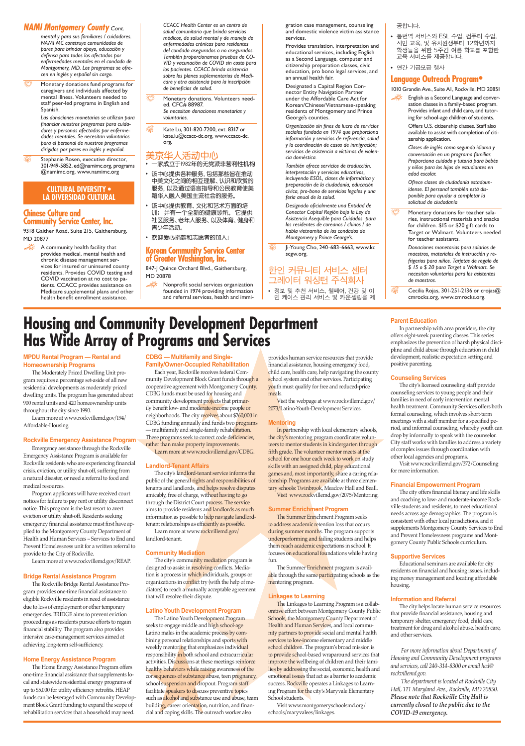## NAMI Montgomery County *Cont.*

*mental y para sus familiares / cuidadores. NAMI MC construye comunidades de pares para brindar apoyo, educación y defensa para todos los afectados por enfermedades mentales en el condado de Montgomery, MD. Los programas se ofrecen en inglés y español sin cargo.*

Monetary donations fund programs for caregivers and individuals affected by mental illness. Volunteers needed to staff peer-led programs in English and Spanish.

*Las donaciones monetarias se utilizan para financiar nuestros programas para cuidadores y personas afectadas por enfermedades mentales. Se necesitan voluntarios para el personal de nuestros programas dirigidos por pares en inglés y español.*

Stephanie Rosen, executive director, 301-949-5852, ed@namimc.org, programs @namimc.org, www.namimc.org

**CULTURAL DIVERSITY • LA DIVERSIDAD CULTURAL**

## Chinese Culture and Community Service Center, Inc.

9318 Gaither Road, Suite 215, Gaithersburg, MD 20877

A community health facility that provides medical, mental health and chronic disease management services for insured or uninsured county residents. Provides COVID testing and COVID vaccination at no cost to patients. CCACC provides assistance on Medicare supplemental plans and other health benefit enrollment assistance.

*CCACC Health Center es un centro de salud comunitario que brinda servicios médicos, de salud mental y de manejo de enfermedades crónicas para residentes del condado asegurados o no asegurados. También proporcionamos pruebas de COVID y vacunación de COVID sin costo para los pacientes. CCACC brinda asistencia sobre los planes suplementarios de Medicare y otra asistencia para la inscripción de beneficios de salud.*

Monetary donations. Volunteers needed. CFC# 88987.
*Se necesitan donaciones monetarias y voluntarios.*

Kate Lu, 301-820-7200, ext. 8317 or kate.lu@ccacc-dc.org, www.ccacc-dc.org.

## 美京华人活动中心

- 一家成立于1982年的无党派非营利性机构
- 该中心提供各种服务，包括那些旨在推动中美文化之间的相互理解、认识和欣赏的服务，以及通过语言指导和公民教育使美籍华人融入美国主流社会的服务。
- 该中心提供教育、文化和艺术方面的培训；并有一个全新的健康诊所。它提供社区服务、老年人服务、以及体育、健身和青少年活动。
- 欢迎爱心捐款和志愿者的加入！

## Korean Community Service Center of Greater Washington, Inc.

847-J Quince Orchard Blvd., Gaithersburg, MD 20878

Nonprofit social services organization founded in 1974 providing information and referral services, health and immigration case management, counseling and domestic violence victim assistance services.

Provides translation, interpretation and educational services, including English as a Second Language, computer and citizenship preparation classes, civic education, pro bono legal services, and an annual health fair.

Designated a Capital Region Connector Entity Navigation Partner under the Affordable Care Act for Korean/Chinese/Vietnamese-speaking residents of Montgomery and Prince George's counties.

*Organización sin fines de lucro de servicios sociales fundada en 1974 que proporciona información y servicios de referencia, salud y la coordinación de casos de inmigración; servicios de asistencia a víctimas de violencia doméstica.*

*También ofrece servicios de traducción, interpretación y servicios educativos, incluyendo ESOL, clases de informática y preparación de la ciudadanía, educación cívica, pro-bono de servicios legales y una feria anual de la salud.*

*Designado oficialmente una Entidad de Conector Capital Región bajo la Ley de Asistencia Asequible para Cuidados para los residentes de coreanos / chinos / de habla vietnamita de los condados de Montgomery y Prince George's.*

Ji-Young Cho, 240-683-6663, www.kcscgw.org.

## 한인 커뮤니티 서비스 센터 그레이터 워싱턴 주식회사

- 정보 및 추천 서비스, 웰페어, 건강 및 이민 케이스 관리 서비스 및 카운셀링을 제공합니다.
- 통번역 서비스와 ESL 수업, 컴퓨터 수업, 시민 교육, 및 유치원생부터 12학년까지 학생들을 위한 5주간 여름 학교를 포함한 교육 서비스를 제공합니다.
- 연간 기금모금 행사

## Language Outreach Program•

1010 Grandin Ave., Suite A1, Rockville, MD 20851

English as a Second Language and conversation classes in a family-based program. Provides infant and child care, and tutoring for school-age children of students.

Offers U.S. citizenship classes. Staff also available to assist with completion of citizenship application.

*Clases de inglés como segundo idioma y conversación en un programa familiar. Proporciona cuidado y tutoría para bebés y niños para los hijos de estudiantes en edad escolar.*

*Ofrece clases de ciudadanía estadounidense. El personal también está disponible para ayudar a completar la solicitud de ciudadanía*

Monetary donations for teacher salaries, instructional materials and snacks for children. $15 or $20 gift cards to Target or Walmart. Volunteers needed for teacher assistants.

*Donaciones monetarias para salarios de maestros, materiales de instrucción y refrigerios para niños. Tarjetas de regalo de $ 15 o $ 20 para Target o Walmart. Se necesitan voluntarios para los asistentes de maestros.*

Cecilia Rojas, 301-251-2136 or crojas@cmrocks.org, www.cmrocks.org.

# Housing and Community Development Department Has Wide Array of Programs and Services

### MPDU Rental Program — Rental and Homeownership Programs

The Moderately Priced Dwelling Unit program requires a percentage set-aside of all new residential developments as moderately priced dwelling units. The program has generated about 900 rental units and 420 homeownership units throughout the city since 1990.

Learn more at www.rockvillemd.gov/194/Affordable-Housing.

### Rockville Emergency Assistance Program

Emergency assistance through the Rockville Emergency Assistance Program is available for Rockville residents who are experiencing financial crisis, eviction, or utility shut-off, suffering from a natural disaster, or need a referral to food and medical resources.

Program applicants will have received court notices for failure to pay rent or utility disconnect notice. This program is the last resort to avert eviction or utility shut-off. Residents seeking emergency financial assistance must first have applied to the Montgomery County Department of Health and Human Services – Services to End and Prevent Homelessness unit for a written referral to provide to the City of Rockville.

Learn more at www.rockvillemd.gov/REAP.

### Bridge Rental Assistance Program

The Rockville Bridge Rental Assistance Program provides one-time financial assistance to eligible Rockville residents in need of assistance due to loss of employment or other temporary emergencies. BRIDGE aims to prevent eviction proceedings as residents pursue efforts to regain financial stability. The program also provides intensive case-management services aimed at achieving long-term self-sufficiency.

### Home Energy Assistance Program

The Home Energy Assistance Program offers one-time financial assistance that supplements local and statewide residential energy programs of up to $5,000 for utility efficiency retrofits. HEAP funds can be leveraged with Community Development Block Grant funding to expand the scope of rehabilitation services that a household may need.

### CDBG — Multifamily and Single-Family/Owner-Occupied Rehabilitation

Each year, Rockville receives federal Community Development Block Grant funds through a cooperative agreement with Montgomery County. CDBG funds must be used for housing and community development projects that primarily benefit low- and moderate-income people or neighborhoods. The city receives about $260,000 in CDBG funding annually and funds two programs — multifamily and single-family rehabilitation. These programs seek to correct code deficiencies, rather than make property improvements.

Learn more at www.rockvillemd.gov/CDBG.

### Landlord-Tenant Affairs

The city's landlord-tenant service informs the public of the general rights and responsibilities of tenants and landlords, and helps resolve disputes amicably, free of charge, without having to go through the District Court process. The service aims to provide residents and landlords as much information as possible to help navigate landlord-tenant relationships as efficiently as possible.

Learn more at www.rockvillemd.gov/landlord-tenant.

### Community Mediation

The city's community mediation program is designed to assist in resolving conflicts. Mediation is a process in which individuals, groups or organizations in conflict try (with the help of mediators) to reach a mutually acceptable agreement that will resolve their dispute.

### Latino Youth Development Program

The Latino Youth Development Program seeks to engage middle and high school-age Latino males in the academic process by combining personal relationships and sports with weekly mentoring that emphasizes individual responsibility in both school and extracurricular activities. Discussions at these meetings reinforce healthy behaviors while raising awareness of the consequences of substance abuse, teen pregnancy, school suspension and dropout. Program staff facilitate speakers to discuss preventive topics such as alcohol and substance use and abuse, team building, career orientation, nutrition, and financial and coping skills. The outreach worker also provides human service resources that provide financial assistance, housing emergency food, child care, health care, help navigating the county school system and other services. Participating youth must qualify for free and reduced-price meals.

Visit the webpage at www.rockvillemd.gov/2073/Latino-Youth-Development Services.

### Mentoring

In partnership with local elementary schools, the city's mentoring program coordinates volunteers to mentor students in kindergarten through fifth grade. The volunteer mentor meets at the school for one hour each week to work on study skills with an assigned child, play educational games and, most importantly, share a caring relationship. Programs are available at three elementary schools: Twinbrook, Meadow Hall and Beall.

Visit www.rockvillemd.gov/2075/Mentoring.

### Summer Enrichment Program

The Summer Enrichment Program seeks to address academic retention loss that occurs during summer months. The program supports underperforming and failing students and helps them reach academic expectations in school. It focuses on educational foundations while having fun.

The Summer Enrichment program is available through the same participating schools as the mentoring program.

### Linkages to Learning

The Linkages to Learning Program is a collaborative effort between Montgomery County Public Schools, the Montgomery County Department of Health and Human Services, and local community partners to provide social and mental health services to low-income elementary and middle school children. The program's broad mission is to provide school-based wraparound services that improve the wellbeing of children and their families by addressing the social, economic, health and emotional issues that act as a barrier to academic success. Rockville operates a Linkages to Learning Program for the city's Maryvale Elementary School students.

Visit www.montgomeryschoolsmd.org/schools/maryvalees/linkages.

### Parent Education

In partnership with area providers, the city offers eight-week parenting classes. This series emphasizes the prevention of harsh physical discipline and child abuse through education in child development, realistic expectation setting and positive parenting.

### Counseling Services

The city's licensed counseling staff provide counseling services to young people and their families in need of early intervention mental health treatment. Community Services offers both formal counseling, which involves short-term meetings with a staff member for a specified period, and informal counseling, whereby youth can drop by informally to speak with the counselor. City staff works with families to address a variety of complex issues through coordination with other local agencies and programs.

Visit www.rockvillemd.gov/372/Counseling for more information.

### Financial Empowerment Program

The city offers financial literacy and life skills and coaching to low- and moderate-income Rockville students and residents, to meet educational needs across age demographics. The program is consistent with other local jurisdictions, and it supplements Montgomery County Services to End and Prevent Homelessness programs and Montgomery County Public Schools curriculum.

### Supportive Services

Educational seminars are available for city residents on financial and housing issues, including money management and locating affordable housing.

### Information and Referral

The city helps locate human service resources that provide financial assistance, housing and temporary shelter, emergency food, child care, treatment for drug and alcohol abuse, health care, and other services.

*For more information about Department of Housing and Community Development programs and services, call 240-314-8300 or email hcd@rockvillemd.gov.*

*The department is located at Rockville City Hall, 111 Maryland Ave., Rockville, MD 20850.* ***Please note that Rockville City Hall is currently closed to the public due to the COVID-19 emergency.***